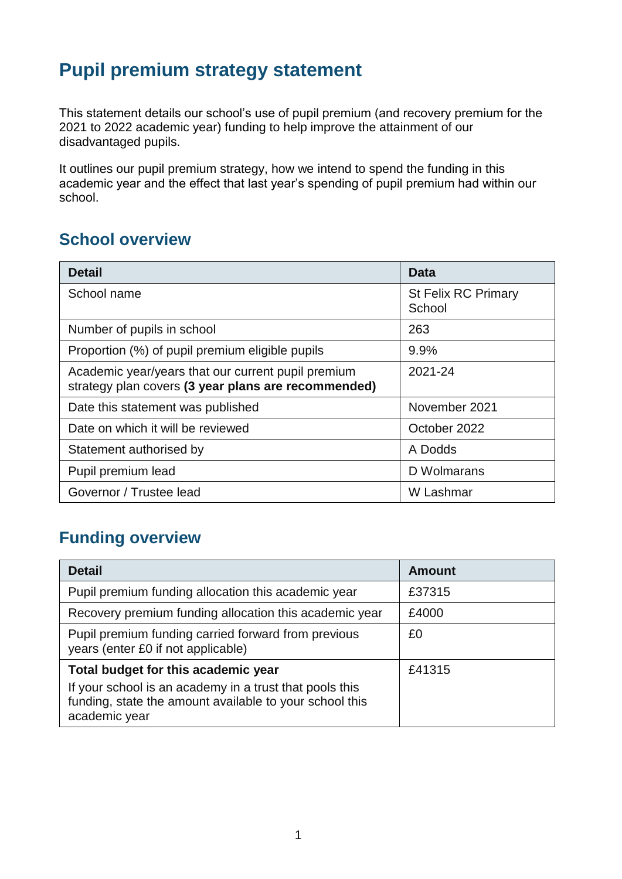# Pupil premium strategy statement

This statement details our school's use of pupil premium (and recovery premium for the 2021 to 2022 academic year) funding to help improve the attainment of our disadvantaged pupils.

It outlines our pupil premium strategy, how we intend to spend the funding in this academic year and the effect that last year's spending of pupil premium had within our school.

## School overview

| Detail | Data |
|---|---|
| School name | St Felix RC Primary School |
| Number of pupils in school | 263 |
| Proportion (%) of pupil premium eligible pupils | 9.9% |
| Academic year/years that our current pupil premium strategy plan covers **(3 year plans are recommended)** | 2021-24 |
| Date this statement was published | November 2021 |
| Date on which it will be reviewed | October 2022 |
| Statement authorised by | A Dodds |
| Pupil premium lead | D Wolmarans |
| Governor / Trustee lead | W Lashmar |

## Funding overview

| Detail | Amount |
|---|---|
| Pupil premium funding allocation this academic year | £37315 |
| Recovery premium funding allocation this academic year | £4000 |
| Pupil premium funding carried forward from previous years (enter £0 if not applicable) | £0 |
| **Total budget for this academic year**<br>If your school is an academy in a trust that pools this funding, state the amount available to your school this academic year | £41315 |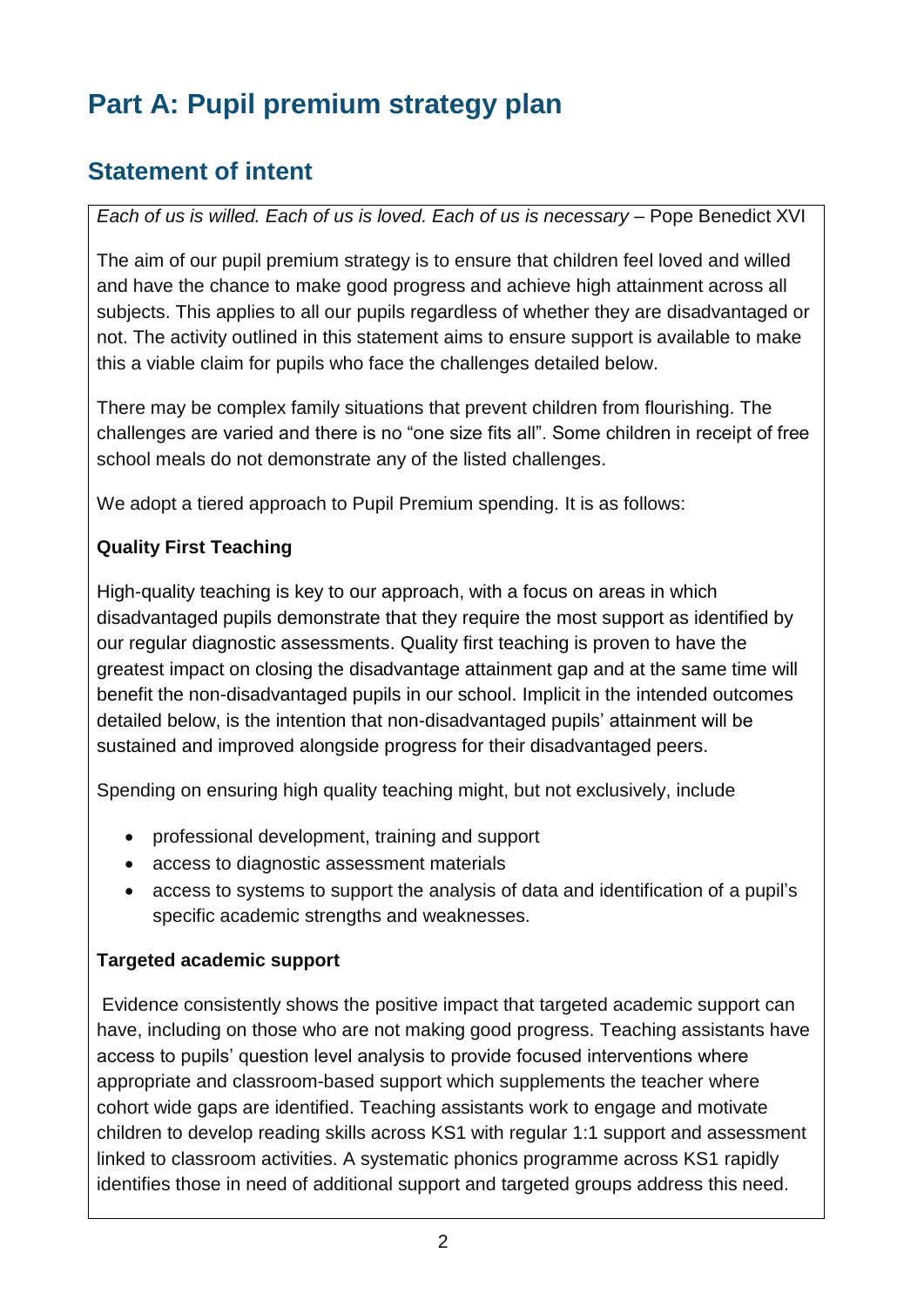# Part A: Pupil premium strategy plan

## Statement of intent

*Each of us is willed. Each of us is loved. Each of us is necessary* – Pope Benedict XVI

The aim of our pupil premium strategy is to ensure that children feel loved and willed and have the chance to make good progress and achieve high attainment across all subjects. This applies to all our pupils regardless of whether they are disadvantaged or not. The activity outlined in this statement aims to ensure support is available to make this a viable claim for pupils who face the challenges detailed below.

There may be complex family situations that prevent children from flourishing. The challenges are varied and there is no "one size fits all". Some children in receipt of free school meals do not demonstrate any of the listed challenges.

We adopt a tiered approach to Pupil Premium spending. It is as follows:

**Quality First Teaching**

High-quality teaching is key to our approach, with a focus on areas in which disadvantaged pupils demonstrate that they require the most support as identified by our regular diagnostic assessments. Quality first teaching is proven to have the greatest impact on closing the disadvantage attainment gap and at the same time will benefit the non-disadvantaged pupils in our school. Implicit in the intended outcomes detailed below, is the intention that non-disadvantaged pupils' attainment will be sustained and improved alongside progress for their disadvantaged peers.

Spending on ensuring high quality teaching might, but not exclusively, include

- professional development, training and support
- access to diagnostic assessment materials
- access to systems to support the analysis of data and identification of a pupil's specific academic strengths and weaknesses.

**Targeted academic support**

Evidence consistently shows the positive impact that targeted academic support can have, including on those who are not making good progress. Teaching assistants have access to pupils' question level analysis to provide focused interventions where appropriate and classroom-based support which supplements the teacher where cohort wide gaps are identified. Teaching assistants work to engage and motivate children to develop reading skills across KS1 with regular 1:1 support and assessment linked to classroom activities. A systematic phonics programme across KS1 rapidly identifies those in need of additional support and targeted groups address this need.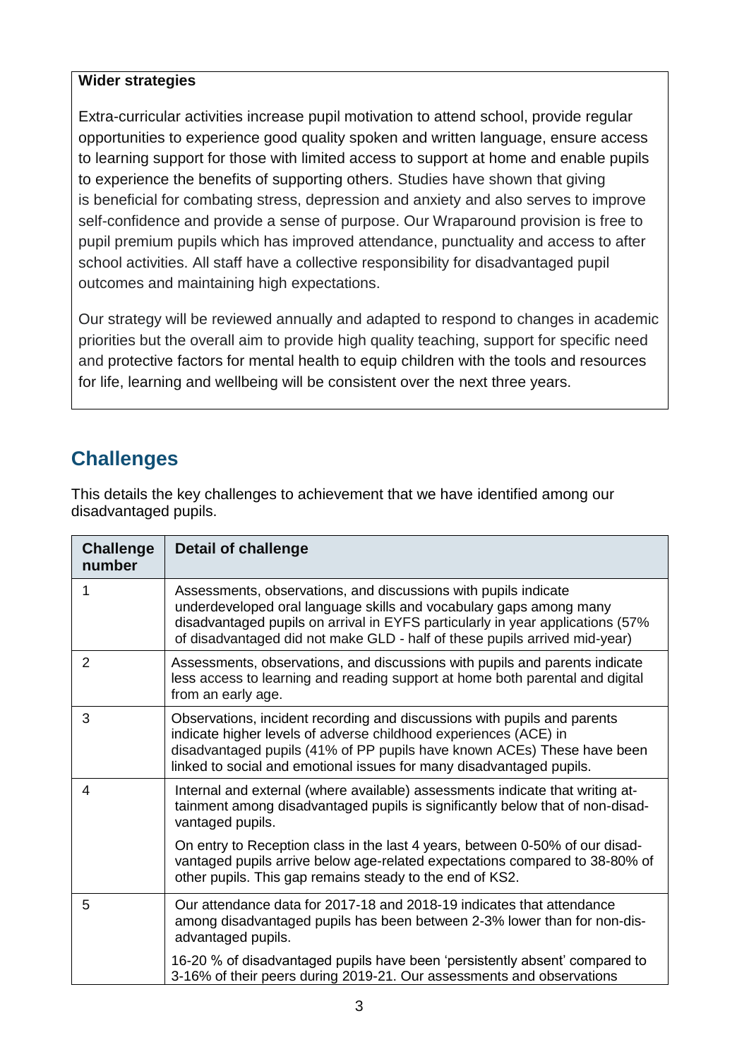**Wider strategies**

Extra-curricular activities increase pupil motivation to attend school, provide regular opportunities to experience good quality spoken and written language, ensure access to learning support for those with limited access to support at home and enable pupils to experience the benefits of supporting others. Studies have shown that giving is beneficial for combating stress, depression and anxiety and also serves to improve self-confidence and provide a sense of purpose. Our Wraparound provision is free to pupil premium pupils which has improved attendance, punctuality and access to after school activities. All staff have a collective responsibility for disadvantaged pupil outcomes and maintaining high expectations.

Our strategy will be reviewed annually and adapted to respond to changes in academic priorities but the overall aim to provide high quality teaching, support for specific need and protective factors for mental health to equip children with the tools and resources for life, learning and wellbeing will be consistent over the next three years.

## Challenges

This details the key challenges to achievement that we have identified among our disadvantaged pupils.

| Challenge number | Detail of challenge |
|---|---|
| 1 | Assessments, observations, and discussions with pupils indicate underdeveloped oral language skills and vocabulary gaps among many disadvantaged pupils on arrival in EYFS particularly in year applications (57% of disadvantaged did not make GLD - half of these pupils arrived mid-year) |
| 2 | Assessments, observations, and discussions with pupils and parents indicate less access to learning and reading support at home both parental and digital from an early age. |
| 3 | Observations, incident recording and discussions with pupils and parents indicate higher levels of adverse childhood experiences (ACE) in disadvantaged pupils (41% of PP pupils have known ACEs) These have been linked to social and emotional issues for many disadvantaged pupils. |
| 4 | Internal and external (where available) assessments indicate that writing attainment among disadvantaged pupils is significantly below that of non-disadvantaged pupils.<br><br>On entry to Reception class in the last 4 years, between 0-50% of our disadvantaged pupils arrive below age-related expectations compared to 38-80% of other pupils. This gap remains steady to the end of KS2. |
| 5 | Our attendance data for 2017-18 and 2018-19 indicates that attendance among disadvantaged pupils has been between 2-3% lower than for non-disadvantaged pupils.<br><br>16-20 % of disadvantaged pupils have been 'persistently absent' compared to 3-16% of their peers during 2019-21. Our assessments and observations |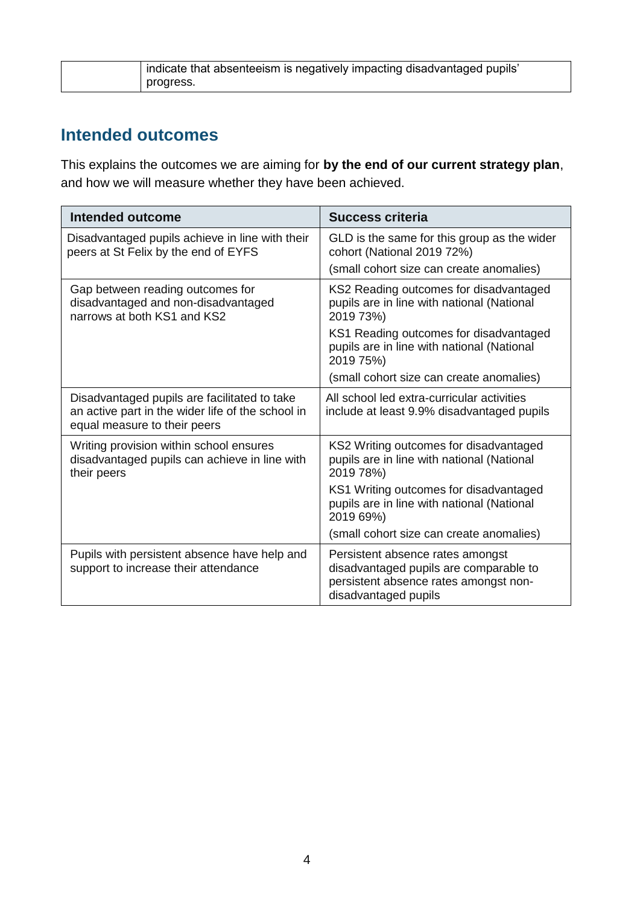| | indicate that absenteeism is negatively impacting disadvantaged pupils' progress. |
|---|---|

## Intended outcomes

This explains the outcomes we are aiming for **by the end of our current strategy plan**, and how we will measure whether they have been achieved.

| Intended outcome | Success criteria |
|---|---|
| Disadvantaged pupils achieve in line with their peers at St Felix by the end of EYFS | GLD is the same for this group as the wider cohort (National 2019 72%)<br>(small cohort size can create anomalies) |
| Gap between reading outcomes for disadvantaged and non-disadvantaged narrows at both KS1 and KS2 | KS2 Reading outcomes for disadvantaged pupils are in line with national (National 2019 73%)<br>KS1 Reading outcomes for disadvantaged pupils are in line with national (National 2019 75%)<br>(small cohort size can create anomalies) |
| Disadvantaged pupils are facilitated to take an active part in the wider life of the school in equal measure to their peers | All school led extra-curricular activities include at least 9.9% disadvantaged pupils |
| Writing provision within school ensures disadvantaged pupils can achieve in line with their peers | KS2 Writing outcomes for disadvantaged pupils are in line with national (National 2019 78%)<br>KS1 Writing outcomes for disadvantaged pupils are in line with national (National 2019 69%)<br>(small cohort size can create anomalies) |
| Pupils with persistent absence have help and support to increase their attendance | Persistent absence rates amongst disadvantaged pupils are comparable to persistent absence rates amongst non-disadvantaged pupils |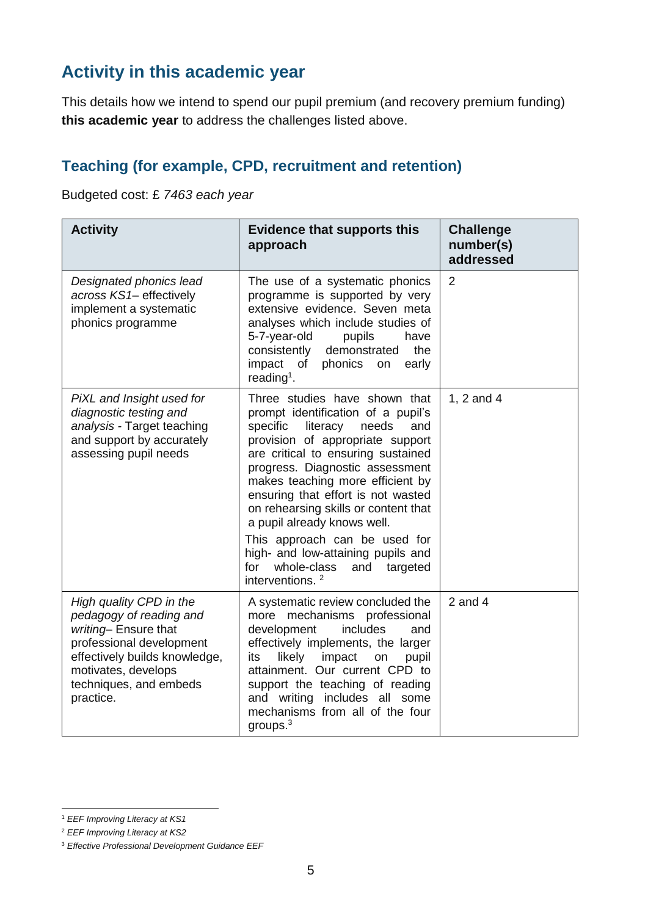## Activity in this academic year

This details how we intend to spend our pupil premium (and recovery premium funding) **this academic year** to address the challenges listed above.

### Teaching (for example, CPD, recruitment and retention)

Budgeted cost: £ *7463 each year*

| Activity | Evidence that supports this approach | Challenge number(s) addressed |
| --- | --- | --- |
| *Designated phonics lead across KS1*– effectively implement a systematic phonics programme | The use of a systematic phonics programme is supported by very extensive evidence. Seven meta analyses which include studies of 5-7-year-old pupils have consistently demonstrated the impact of phonics on early reading[1]. | 2 |
| *PiXL and Insight used for diagnostic testing and analysis* - Target teaching and support by accurately assessing pupil needs | Three studies have shown that prompt identification of a pupil's specific literacy needs and provision of appropriate support are critical to ensuring sustained progress. Diagnostic assessment makes teaching more efficient by ensuring that effort is not wasted on rehearsing skills or content that a pupil already knows well. This approach can be used for high- and low-attaining pupils and for whole-class and targeted interventions. [2] | 1, 2 and 4 |
| *High quality CPD in the pedagogy of reading and writing*– Ensure that professional development effectively builds knowledge, motivates, develops techniques, and embeds practice. | A systematic review concluded the more mechanisms professional development includes and effectively implements, the larger its likely impact on pupil attainment. Our current CPD to support the teaching of reading and writing includes all some mechanisms from all of the four groups.[3] | 2 and 4 |

[1] *EEF Improving Literacy at KS1*

[2] *EEF Improving Literacy at KS2*

[3] *Effective Professional Development Guidance EEF*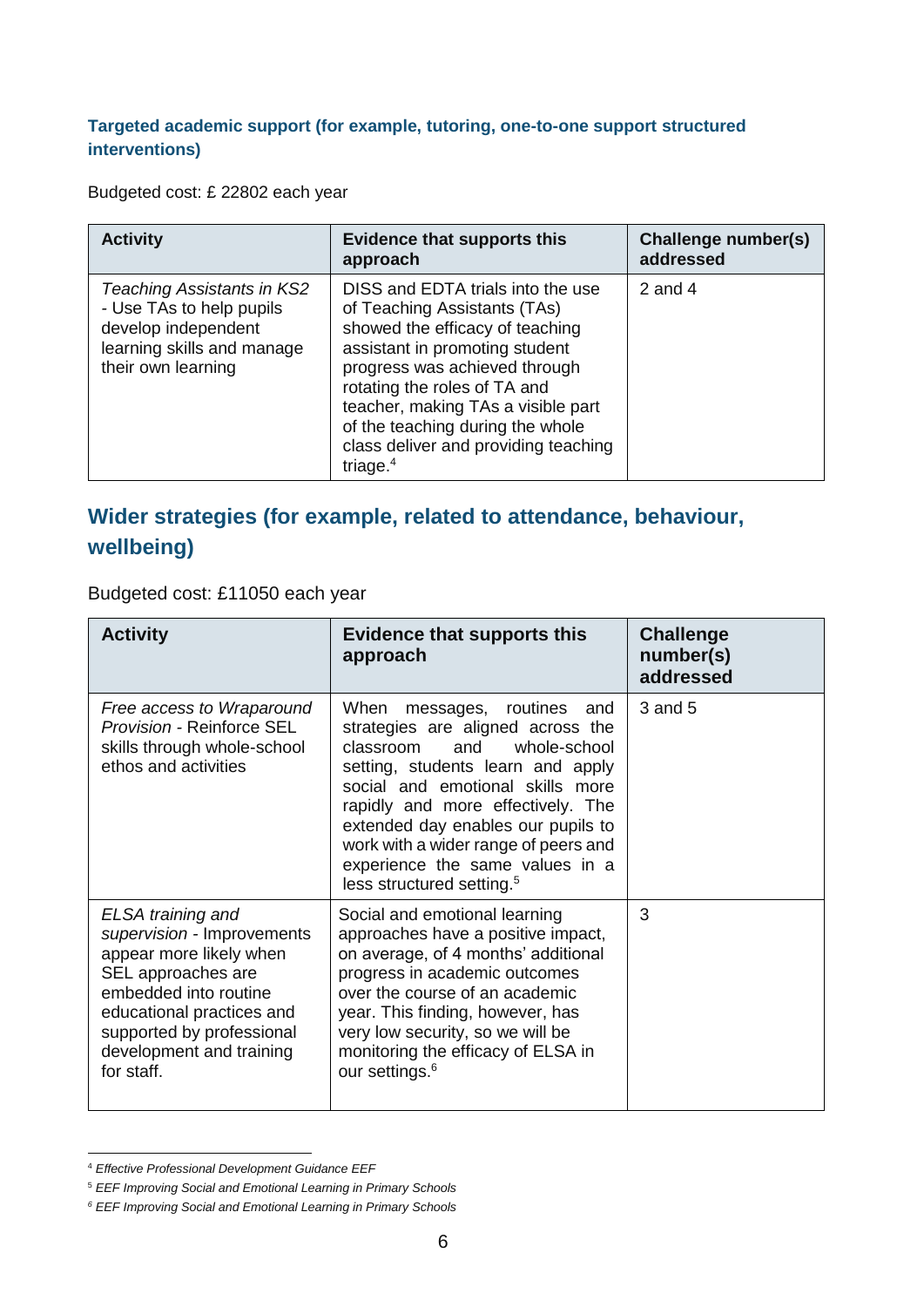### Targeted academic support (for example, tutoring, one-to-one support structured interventions)

Budgeted cost: £ 22802 each year

| Activity | Evidence that supports this approach | Challenge number(s) addressed |
|---|---|---|
| *Teaching Assistants in KS2* - Use TAs to help pupils develop independent learning skills and manage their own learning | DISS and EDTA trials into the use of Teaching Assistants (TAs) showed the efficacy of teaching assistant in promoting student progress was achieved through rotating the roles of TA and teacher, making TAs a visible part of the teaching during the whole class deliver and providing teaching triage.[4] | 2 and 4 |

## Wider strategies (for example, related to attendance, behaviour, wellbeing)

Budgeted cost: £11050 each year

| Activity | Evidence that supports this approach | Challenge number(s) addressed |
|---|---|---|
| *Free access to Wraparound Provision* - Reinforce SEL skills through whole-school ethos and activities | When messages, routines and strategies are aligned across the classroom and whole-school setting, students learn and apply social and emotional skills more rapidly and more effectively. The extended day enables our pupils to work with a wider range of peers and experience the same values in a less structured setting.[5] | 3 and 5 |
| *ELSA training and supervision* - Improvements appear more likely when SEL approaches are embedded into routine educational practices and supported by professional development and training for staff. | Social and emotional learning approaches have a positive impact, on average, of 4 months' additional progress in academic outcomes over the course of an academic year. This finding, however, has very low security, so we will be monitoring the efficacy of ELSA in our settings.[6] | 3 |

[4] *Effective Professional Development Guidance EEF*

[5] *EEF Improving Social and Emotional Learning in Primary Schools*

[6] *EEF Improving Social and Emotional Learning in Primary Schools*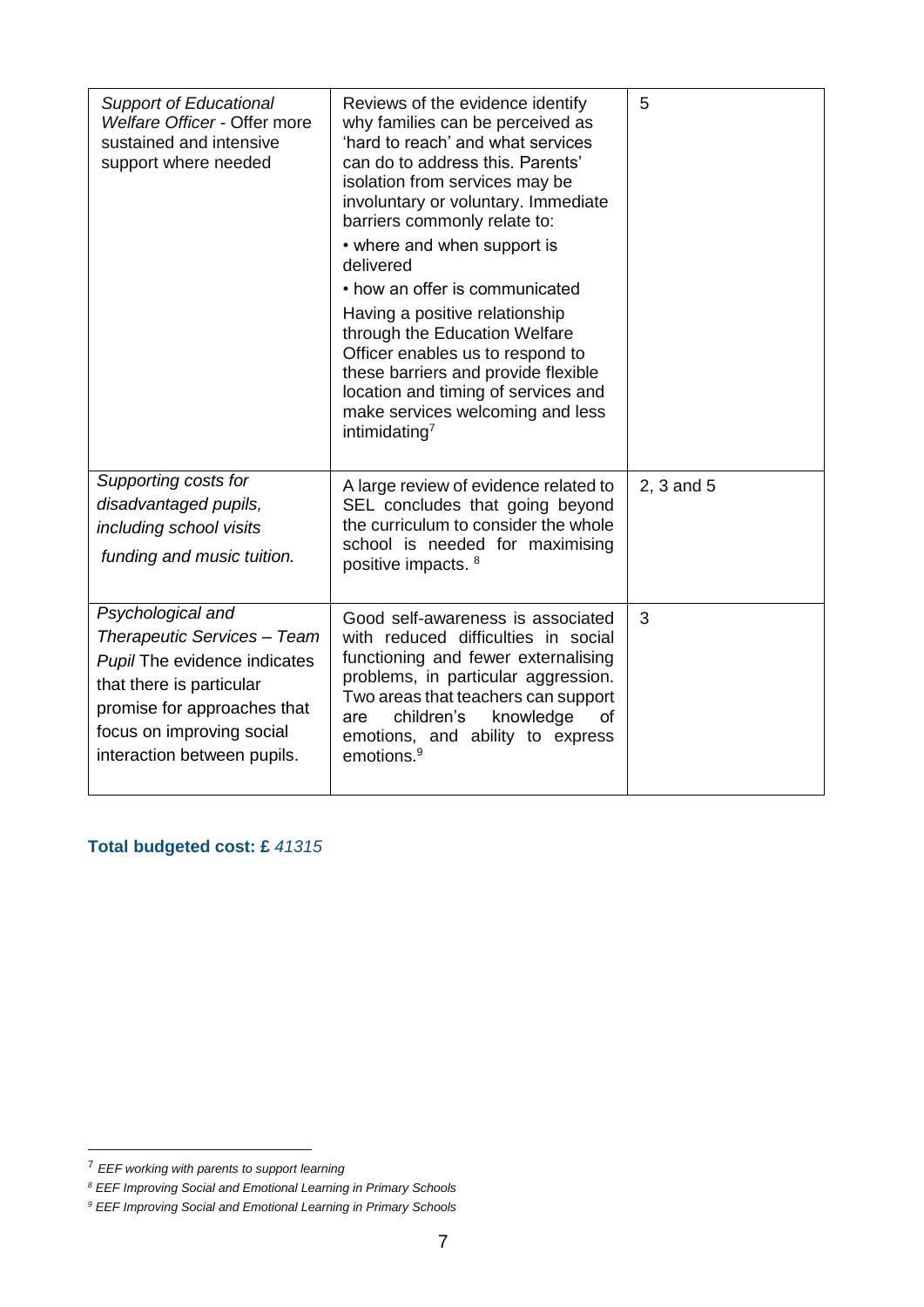| | | |
|---|---|---|
| *Support of Educational Welfare Officer* - Offer more sustained and intensive support where needed | Reviews of the evidence identify why families can be perceived as 'hard to reach' and what services can do to address this. Parents' isolation from services may be involuntary or voluntary. Immediate barriers commonly relate to:<br>• where and when support is delivered<br>• how an offer is communicated<br>Having a positive relationship through the Education Welfare Officer enables us to respond to these barriers and provide flexible location and timing of services and make services welcoming and less intimidating[7] | 5 |
| *Supporting costs for disadvantaged pupils, including school visits funding and music tuition.* | A large review of evidence related to SEL concludes that going beyond the curriculum to consider the whole school is needed for maximising positive impacts. [8] | 2, 3 and 5 |
| *Psychological and Therapeutic Services – Team Pupil* The evidence indicates that there is particular promise for approaches that focus on improving social interaction between pupils. | Good self-awareness is associated with reduced difficulties in social functioning and fewer externalising problems, in particular aggression. Two areas that teachers can support are children's knowledge of emotions, and ability to express emotions.[9] | 3 |

**Total budgeted cost: £** *41315*

[7] *EEF working with parents to support learning*

[8] *EEF Improving Social and Emotional Learning in Primary Schools*

[9] *EEF Improving Social and Emotional Learning in Primary Schools*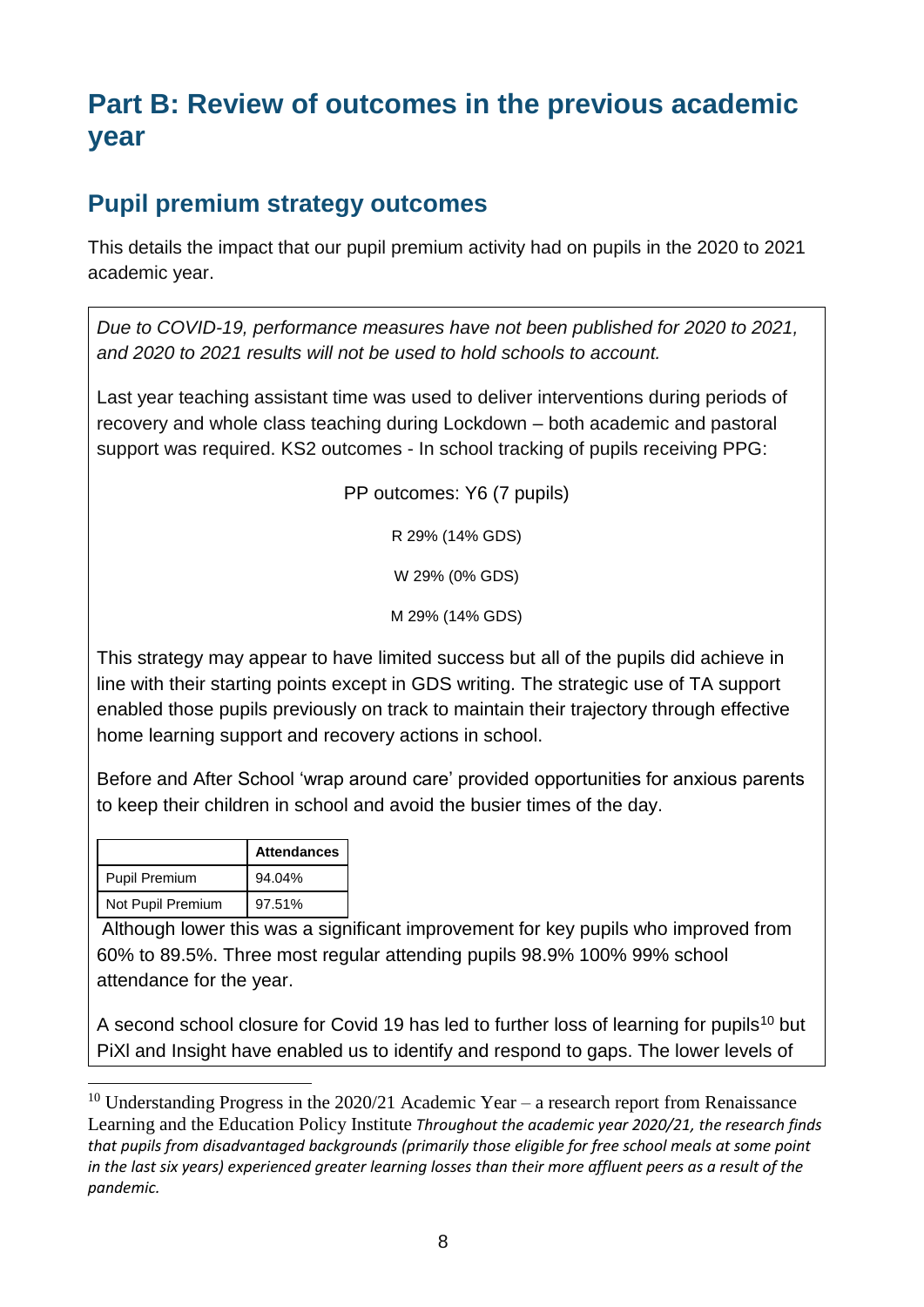# Part B: Review of outcomes in the previous academic year

## Pupil premium strategy outcomes

This details the impact that our pupil premium activity had on pupils in the 2020 to 2021 academic year.

*Due to COVID-19, performance measures have not been published for 2020 to 2021, and 2020 to 2021 results will not be used to hold schools to account.*

Last year teaching assistant time was used to deliver interventions during periods of recovery and whole class teaching during Lockdown – both academic and pastoral support was required. KS2 outcomes - In school tracking of pupils receiving PPG:

PP outcomes: Y6 (7 pupils)

R 29% (14% GDS)

W 29% (0% GDS)

M 29% (14% GDS)

This strategy may appear to have limited success but all of the pupils did achieve in line with their starting points except in GDS writing. The strategic use of TA support enabled those pupils previously on track to maintain their trajectory through effective home learning support and recovery actions in school.

Before and After School 'wrap around care' provided opportunities for anxious parents to keep their children in school and avoid the busier times of the day.

| | Attendances |
|---|---|
| Pupil Premium | 94.04% |
| Not Pupil Premium | 97.51% |

Although lower this was a significant improvement for key pupils who improved from 60% to 89.5%. Three most regular attending pupils 98.9% 100% 99% school attendance for the year.

A second school closure for Covid 19 has led to further loss of learning for pupils[10] but PiXl and Insight have enabled us to identify and respond to gaps. The lower levels of

[10] Understanding Progress in the 2020/21 Academic Year – a research report from Renaissance Learning and the Education Policy Institute *Throughout the academic year 2020/21, the research finds that pupils from disadvantaged backgrounds (primarily those eligible for free school meals at some point in the last six years) experienced greater learning losses than their more affluent peers as a result of the pandemic.*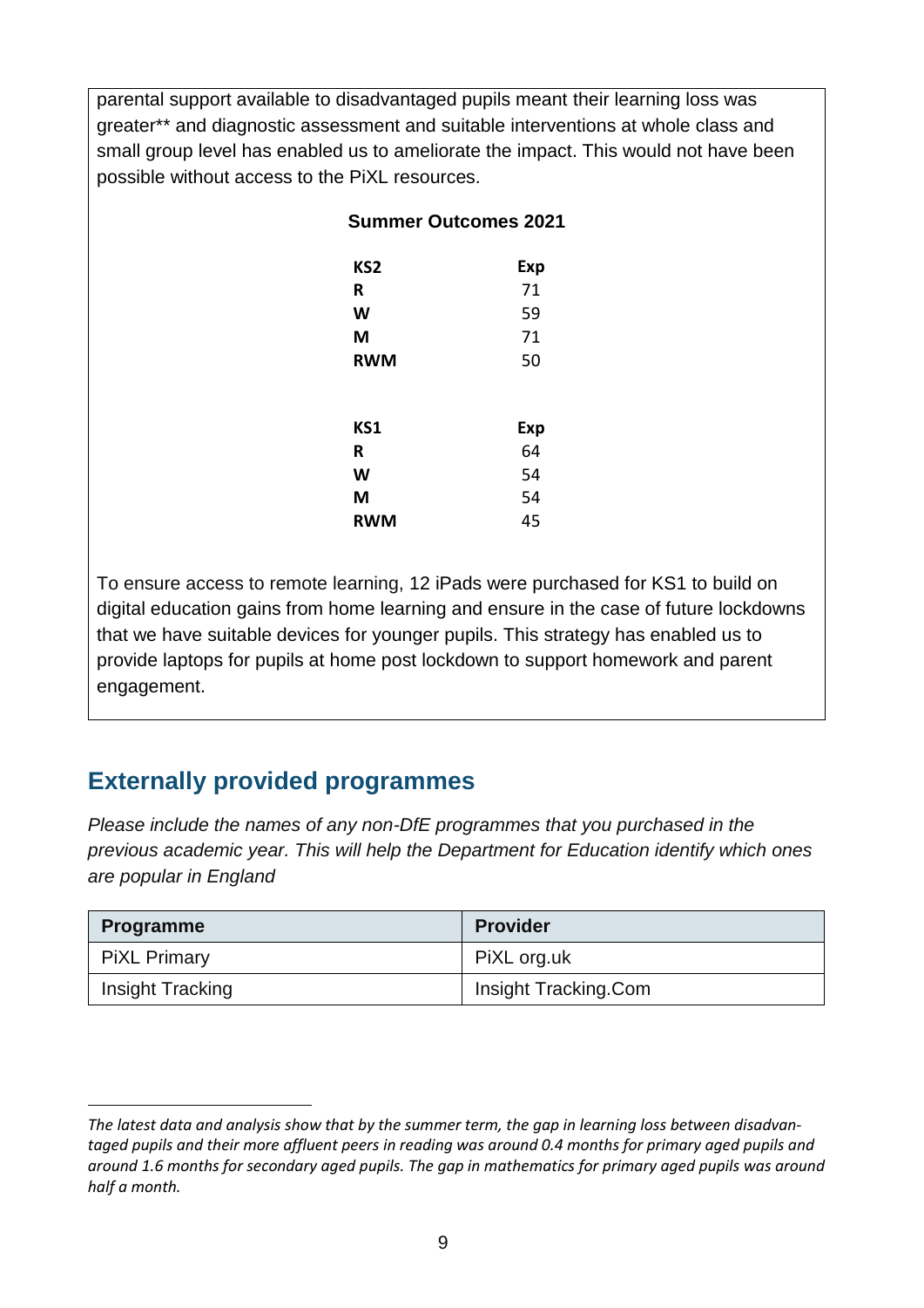parental support available to disadvantaged pupils meant their learning loss was greater** and diagnostic assessment and suitable interventions at whole class and small group level has enabled us to ameliorate the impact. This would not have been possible without access to the PiXL resources.

**Summer Outcomes 2021**

| KS2 | Exp |
|---|---|
| R | 71 |
| W | 59 |
| M | 71 |
| RWM | 50 |

| KS1 | Exp |
|---|---|
| R | 64 |
| W | 54 |
| M | 54 |
| RWM | 45 |

To ensure access to remote learning, 12 iPads were purchased for KS1 to build on digital education gains from home learning and ensure in the case of future lockdowns that we have suitable devices for younger pupils. This strategy has enabled us to provide laptops for pupils at home post lockdown to support homework and parent engagement.

## Externally provided programmes

*Please include the names of any non-DfE programmes that you purchased in the previous academic year. This will help the Department for Education identify which ones are popular in England*

| Programme | Provider |
|---|---|
| PiXL Primary | PiXL org.uk |
| Insight Tracking | Insight Tracking.Com |

*The latest data and analysis show that by the summer term, the gap in learning loss between disadvantaged pupils and their more affluent peers in reading was around 0.4 months for primary aged pupils and around 1.6 months for secondary aged pupils. The gap in mathematics for primary aged pupils was around half a month.*